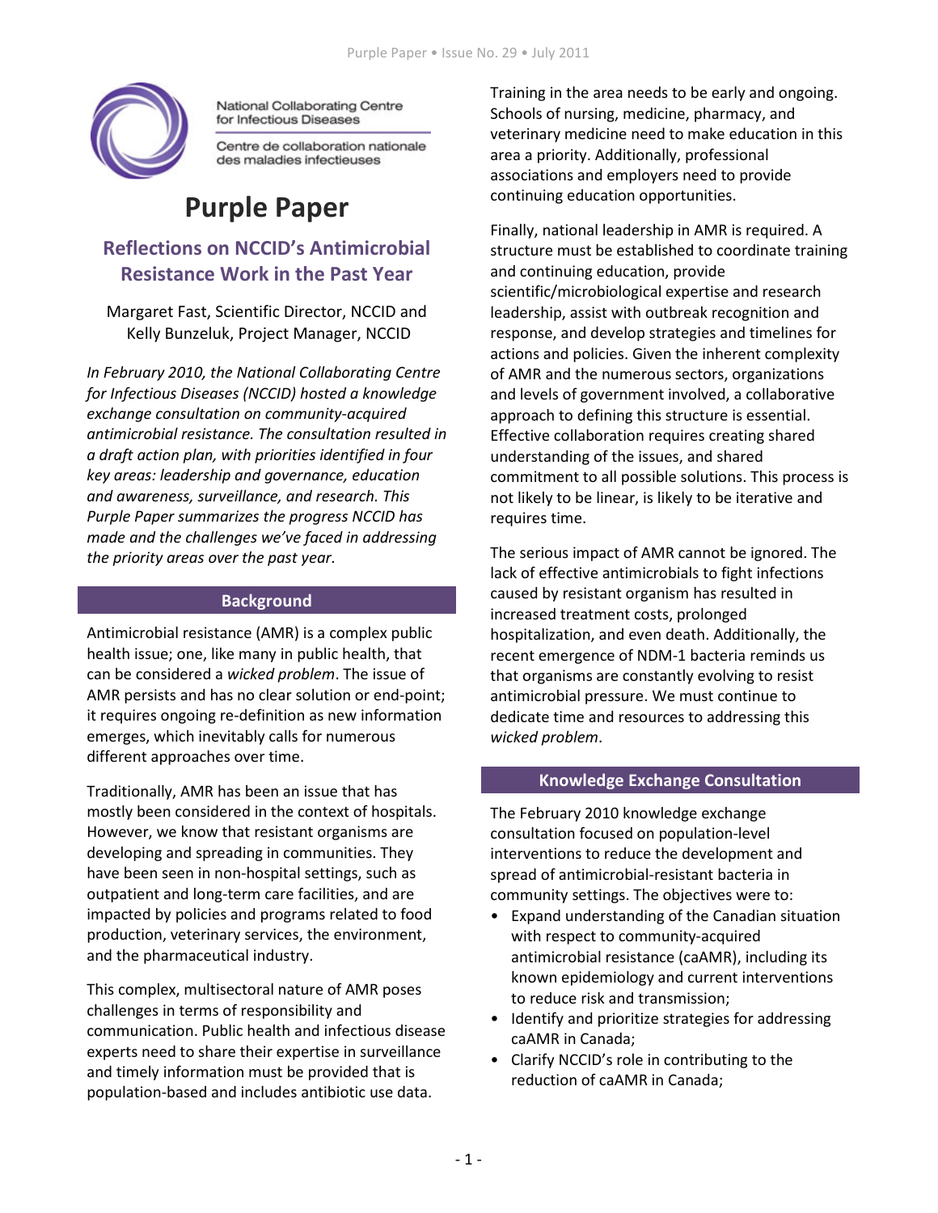National Collaborating Centre for Infectious Diseases

Centre de collaboration nationale des maladies infectieuses

# Purple Paper

## Reflections on NCCID's Antimicrobial Resistance Work in the Past Year

Margaret Fast, Scientific Director, NCCID and Kelly Bunzeluk, Project Manager, NCCID

*In February 2010, the National Collaborating Centre for Infectious Diseases (NCCID) hosted a knowledge exchange consultation on community-acquired antimicrobial resistance. The consultation resulted in a draft action plan, with priorities identified in four key areas: leadership and governance, education and awareness, surveillance, and research. This Purple Paper summarizes the progress NCCID has made and the challenges we've faced in addressing the priority areas over the past year.*

### Background

Antimicrobial resistance (AMR) is a complex public health issue; one, like many in public health, that can be considered a *wicked problem*. The issue of AMR persists and has no clear solution or end-point; it requires ongoing re-definition as new information emerges, which inevitably calls for numerous different approaches over time.

Traditionally, AMR has been an issue that has mostly been considered in the context of hospitals. However, we know that resistant organisms are developing and spreading in communities. They have been seen in non-hospital settings, such as outpatient and long-term care facilities, and are impacted by policies and programs related to food production, veterinary services, the environment, and the pharmaceutical industry.

This complex, multisectoral nature of AMR poses challenges in terms of responsibility and communication. Public health and infectious disease experts need to share their expertise in surveillance and timely information must be provided that is population-based and includes antibiotic use data.

Training in the area needs to be early and ongoing. Schools of nursing, medicine, pharmacy, and veterinary medicine need to make education in this area a priority. Additionally, professional associations and employers need to provide continuing education opportunities.

Finally, national leadership in AMR is required. A structure must be established to coordinate training and continuing education, provide scientific/microbiological expertise and research leadership, assist with outbreak recognition and response, and develop strategies and timelines for actions and policies. Given the inherent complexity of AMR and the numerous sectors, organizations and levels of government involved, a collaborative approach to defining this structure is essential. Effective collaboration requires creating shared understanding of the issues, and shared commitment to all possible solutions. This process is not likely to be linear, is likely to be iterative and requires time.

The serious impact of AMR cannot be ignored. The lack of effective antimicrobials to fight infections caused by resistant organism has resulted in increased treatment costs, prolonged hospitalization, and even death. Additionally, the recent emergence of NDM-1 bacteria reminds us that organisms are constantly evolving to resist antimicrobial pressure. We must continue to dedicate time and resources to addressing this *wicked problem*.

### Knowledge Exchange Consultation

The February 2010 knowledge exchange consultation focused on population-level interventions to reduce the development and spread of antimicrobial-resistant bacteria in community settings. The objectives were to:

- Expand understanding of the Canadian situation with respect to community-acquired antimicrobial resistance (caAMR), including its known epidemiology and current interventions to reduce risk and transmission;
- Identify and prioritize strategies for addressing caAMR in Canada;
- Clarify NCCID's role in contributing to the reduction of caAMR in Canada;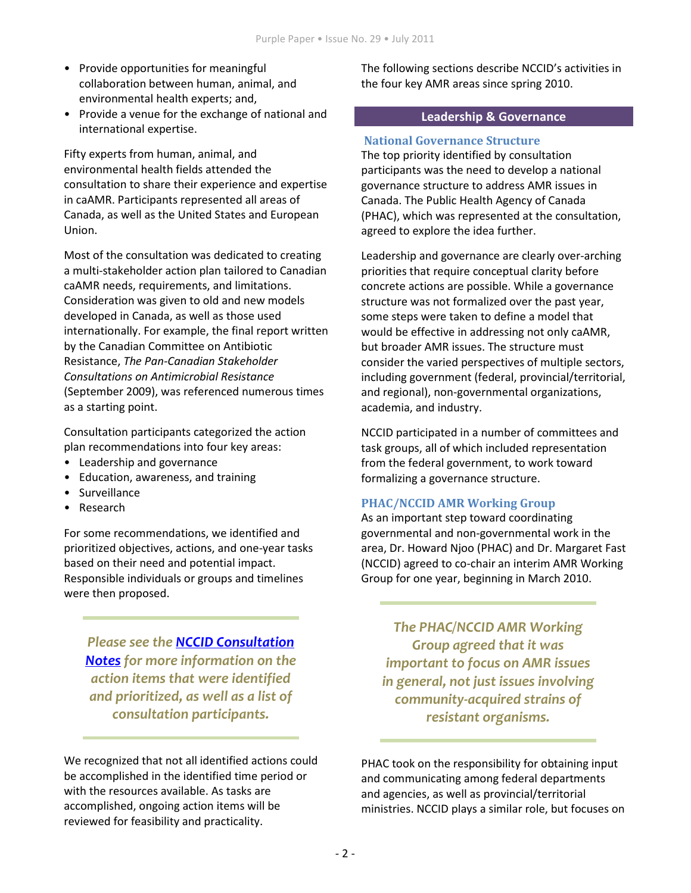- Provide opportunities for meaningful collaboration between human, animal, and environmental health experts; and,
- Provide a venue for the exchange of national and international expertise.

Fifty experts from human, animal, and environmental health fields attended the consultation to share their experience and expertise in caAMR. Participants represented all areas of Canada, as well as the United States and European Union.

Most of the consultation was dedicated to creating a multi-stakeholder action plan tailored to Canadian caAMR needs, requirements, and limitations. Consideration was given to old and new models developed in Canada, as well as those used internationally. For example, the final report written by the Canadian Committee on Antibiotic Resistance, *The Pan-Canadian Stakeholder Consultations on Antimicrobial Resistance* (September 2009), was referenced numerous times as a starting point.

Consultation participants categorized the action plan recommendations into four key areas:

- Leadership and governance
- Education, awareness, and training
- Surveillance
- Research

For some recommendations, we identified and prioritized objectives, actions, and one-year tasks based on their need and potential impact. Responsible individuals or groups and timelines were then proposed.

> ***Please see the NCCID Consultation Notes for more information on the action items that were identified and prioritized, as well as a list of consultation participants.***

We recognized that not all identified actions could be accomplished in the identified time period or with the resources available. As tasks are accomplished, ongoing action items will be reviewed for feasibility and practicality.

The following sections describe NCCID's activities in the four key AMR areas since spring 2010.

## Leadership & Governance

### National Governance Structure

The top priority identified by consultation participants was the need to develop a national governance structure to address AMR issues in Canada. The Public Health Agency of Canada (PHAC), which was represented at the consultation, agreed to explore the idea further.

Leadership and governance are clearly over-arching priorities that require conceptual clarity before concrete actions are possible. While a governance structure was not formalized over the past year, some steps were taken to define a model that would be effective in addressing not only caAMR, but broader AMR issues. The structure must consider the varied perspectives of multiple sectors, including government (federal, provincial/territorial, and regional), non-governmental organizations, academia, and industry.

NCCID participated in a number of committees and task groups, all of which included representation from the federal government, to work toward formalizing a governance structure.

### PHAC/NCCID AMR Working Group

As an important step toward coordinating governmental and non-governmental work in the area, Dr. Howard Njoo (PHAC) and Dr. Margaret Fast (NCCID) agreed to co-chair an interim AMR Working Group for one year, beginning in March 2010.

> ***The PHAC/NCCID AMR Working Group agreed that it was important to focus on AMR issues in general, not just issues involving community-acquired strains of resistant organisms.***

PHAC took on the responsibility for obtaining input and communicating among federal departments and agencies, as well as provincial/territorial ministries. NCCID plays a similar role, but focuses on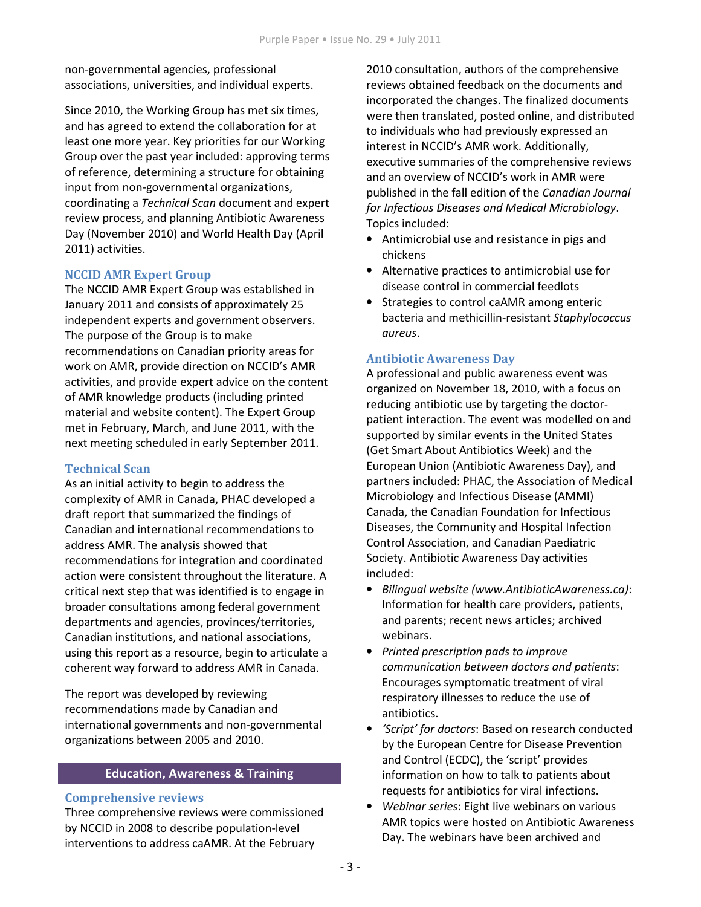non-governmental agencies, professional associations, universities, and individual experts.

Since 2010, the Working Group has met six times, and has agreed to extend the collaboration for at least one more year. Key priorities for our Working Group over the past year included: approving terms of reference, determining a structure for obtaining input from non-governmental organizations, coordinating a *Technical Scan* document and expert review process, and planning Antibiotic Awareness Day (November 2010) and World Health Day (April 2011) activities.

### NCCID AMR Expert Group

The NCCID AMR Expert Group was established in January 2011 and consists of approximately 25 independent experts and government observers. The purpose of the Group is to make recommendations on Canadian priority areas for work on AMR, provide direction on NCCID's AMR activities, and provide expert advice on the content of AMR knowledge products (including printed material and website content). The Expert Group met in February, March, and June 2011, with the next meeting scheduled in early September 2011.

### Technical Scan

As an initial activity to begin to address the complexity of AMR in Canada, PHAC developed a draft report that summarized the findings of Canadian and international recommendations to address AMR. The analysis showed that recommendations for integration and coordinated action were consistent throughout the literature. A critical next step that was identified is to engage in broader consultations among federal government departments and agencies, provinces/territories, Canadian institutions, and national associations, using this report as a resource, begin to articulate a coherent way forward to address AMR in Canada.

The report was developed by reviewing recommendations made by Canadian and international governments and non-governmental organizations between 2005 and 2010.

## Education, Awareness & Training

### Comprehensive reviews

Three comprehensive reviews were commissioned by NCCID in 2008 to describe population-level interventions to address caAMR. At the February 2010 consultation, authors of the comprehensive reviews obtained feedback on the documents and incorporated the changes. The finalized documents were then translated, posted online, and distributed to individuals who had previously expressed an interest in NCCID's AMR work. Additionally, executive summaries of the comprehensive reviews and an overview of NCCID's work in AMR were published in the fall edition of the *Canadian Journal for Infectious Diseases and Medical Microbiology*. Topics included:

- Antimicrobial use and resistance in pigs and chickens
- Alternative practices to antimicrobial use for disease control in commercial feedlots
- Strategies to control caAMR among enteric bacteria and methicillin-resistant *Staphylococcus aureus*.

### Antibiotic Awareness Day

A professional and public awareness event was organized on November 18, 2010, with a focus on reducing antibiotic use by targeting the doctor-patient interaction. The event was modelled on and supported by similar events in the United States (Get Smart About Antibiotics Week) and the European Union (Antibiotic Awareness Day), and partners included: PHAC, the Association of Medical Microbiology and Infectious Disease (AMMI) Canada, the Canadian Foundation for Infectious Diseases, the Community and Hospital Infection Control Association, and Canadian Paediatric Society. Antibiotic Awareness Day activities included:

- *Bilingual website (www.AntibioticAwareness.ca)*: Information for health care providers, patients, and parents; recent news articles; archived webinars.
- *Printed prescription pads to improve communication between doctors and patients*: Encourages symptomatic treatment of viral respiratory illnesses to reduce the use of antibiotics.
- *'Script' for doctors*: Based on research conducted by the European Centre for Disease Prevention and Control (ECDC), the 'script' provides information on how to talk to patients about requests for antibiotics for viral infections.
- *Webinar series*: Eight live webinars on various AMR topics were hosted on Antibiotic Awareness Day. The webinars have been archived and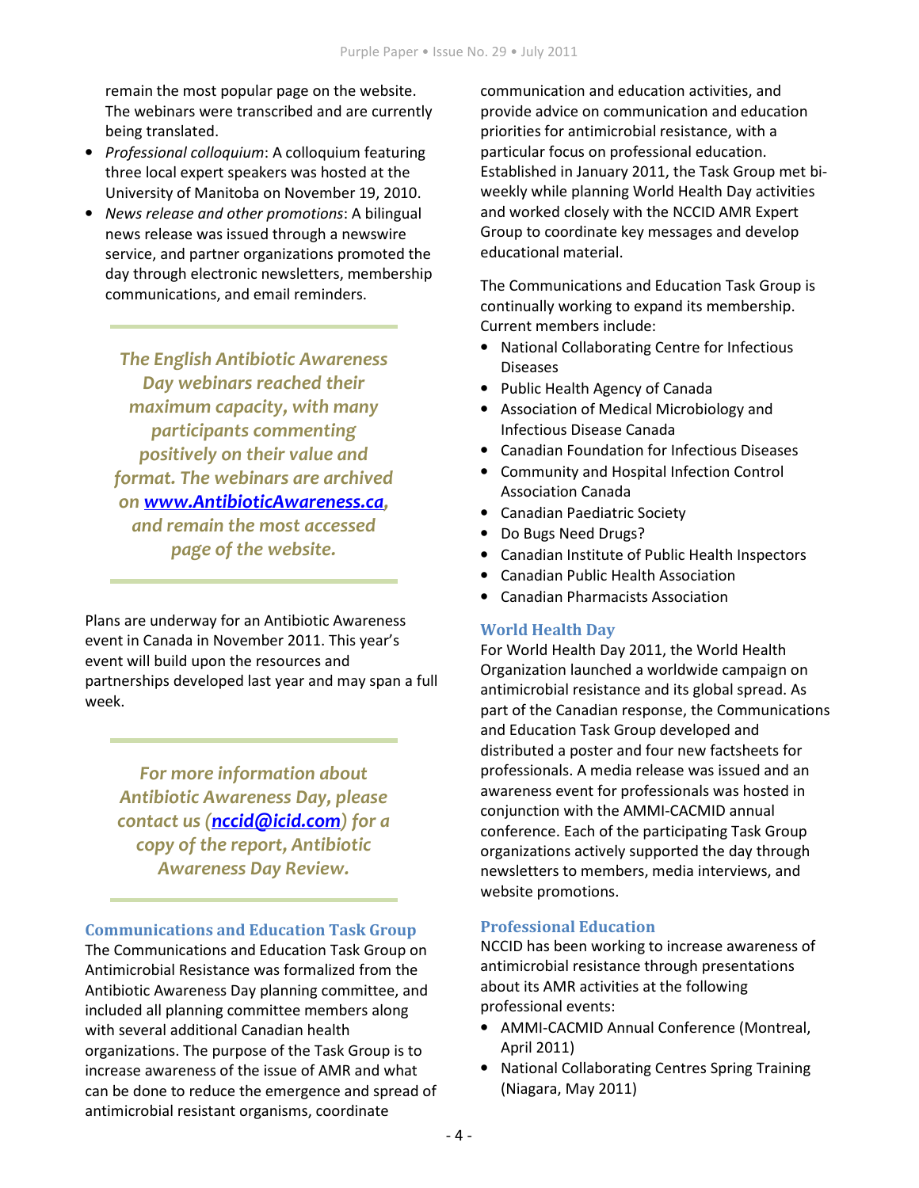remain the most popular page on the website. The webinars were transcribed and are currently being translated.

- *Professional colloquium*: A colloquium featuring three local expert speakers was hosted at the University of Manitoba on November 19, 2010.
- *News release and other promotions*: A bilingual news release was issued through a newswire service, and partner organizations promoted the day through electronic newsletters, membership communications, and email reminders.

---

*The English Antibiotic Awareness Day webinars reached their maximum capacity, with many participants commenting positively on their value and format. The webinars are archived on **www.AntibioticAwareness.ca**, and remain the most accessed page of the website.*

---

Plans are underway for an Antibiotic Awareness event in Canada in November 2011. This year's event will build upon the resources and partnerships developed last year and may span a full week.

---

*For more information about Antibiotic Awareness Day, please contact us (**nccid@icid.com**) for a copy of the report, Antibiotic Awareness Day Review.*

---

## Communications and Education Task Group

The Communications and Education Task Group on Antimicrobial Resistance was formalized from the Antibiotic Awareness Day planning committee, and included all planning committee members along with several additional Canadian health organizations. The purpose of the Task Group is to increase awareness of the issue of AMR and what can be done to reduce the emergence and spread of antimicrobial resistant organisms, coordinate communication and education activities, and provide advice on communication and education priorities for antimicrobial resistance, with a particular focus on professional education. Established in January 2011, the Task Group met bi-weekly while planning World Health Day activities and worked closely with the NCCID AMR Expert Group to coordinate key messages and develop educational material.

The Communications and Education Task Group is continually working to expand its membership. Current members include:

- National Collaborating Centre for Infectious Diseases
- Public Health Agency of Canada
- Association of Medical Microbiology and Infectious Disease Canada
- Canadian Foundation for Infectious Diseases
- Community and Hospital Infection Control Association Canada
- Canadian Paediatric Society
- Do Bugs Need Drugs?
- Canadian Institute of Public Health Inspectors
- Canadian Public Health Association
- Canadian Pharmacists Association

## World Health Day

For World Health Day 2011, the World Health Organization launched a worldwide campaign on antimicrobial resistance and its global spread. As part of the Canadian response, the Communications and Education Task Group developed and distributed a poster and four new factsheets for professionals. A media release was issued and an awareness event for professionals was hosted in conjunction with the AMMI-CACMID annual conference. Each of the participating Task Group organizations actively supported the day through newsletters to members, media interviews, and website promotions.

## Professional Education

NCCID has been working to increase awareness of antimicrobial resistance through presentations about its AMR activities at the following professional events:

- AMMI-CACMID Annual Conference (Montreal, April 2011)
- National Collaborating Centres Spring Training (Niagara, May 2011)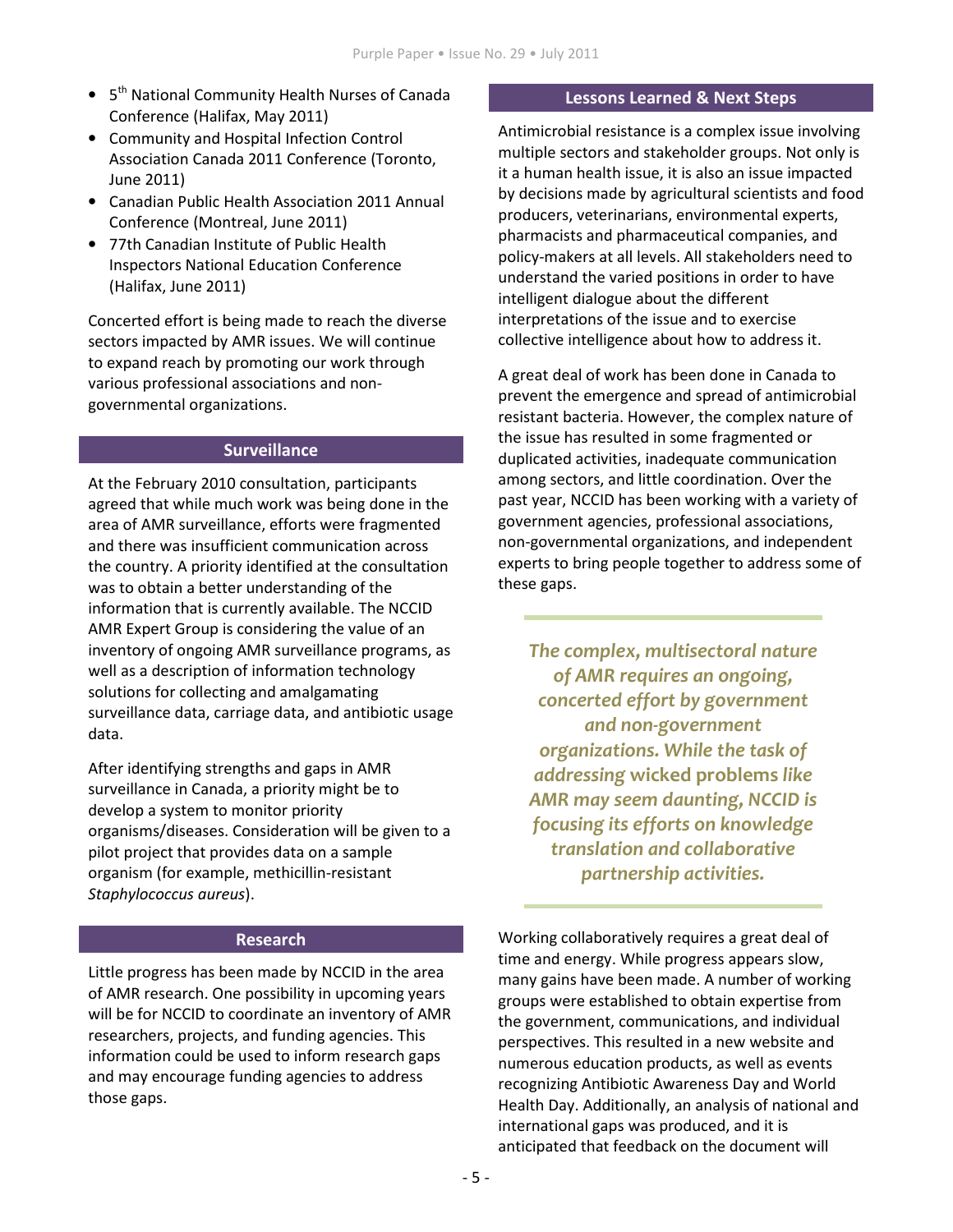- 5th National Community Health Nurses of Canada Conference (Halifax, May 2011)
- Community and Hospital Infection Control Association Canada 2011 Conference (Toronto, June 2011)
- Canadian Public Health Association 2011 Annual Conference (Montreal, June 2011)
- 77th Canadian Institute of Public Health Inspectors National Education Conference (Halifax, June 2011)

Concerted effort is being made to reach the diverse sectors impacted by AMR issues. We will continue to expand reach by promoting our work through various professional associations and non-governmental organizations.

## Surveillance

At the February 2010 consultation, participants agreed that while much work was being done in the area of AMR surveillance, efforts were fragmented and there was insufficient communication across the country. A priority identified at the consultation was to obtain a better understanding of the information that is currently available. The NCCID AMR Expert Group is considering the value of an inventory of ongoing AMR surveillance programs, as well as a description of information technology solutions for collecting and amalgamating surveillance data, carriage data, and antibiotic usage data.

After identifying strengths and gaps in AMR surveillance in Canada, a priority might be to develop a system to monitor priority organisms/diseases. Consideration will be given to a pilot project that provides data on a sample organism (for example, methicillin-resistant *Staphylococcus aureus*).

## Research

Little progress has been made by NCCID in the area of AMR research. One possibility in upcoming years will be for NCCID to coordinate an inventory of AMR researchers, projects, and funding agencies. This information could be used to inform research gaps and may encourage funding agencies to address those gaps.

## Lessons Learned & Next Steps

Antimicrobial resistance is a complex issue involving multiple sectors and stakeholder groups. Not only is it a human health issue, it is also an issue impacted by decisions made by agricultural scientists and food producers, veterinarians, environmental experts, pharmacists and pharmaceutical companies, and policy-makers at all levels. All stakeholders need to understand the varied positions in order to have intelligent dialogue about the different interpretations of the issue and to exercise collective intelligence about how to address it.

A great deal of work has been done in Canada to prevent the emergence and spread of antimicrobial resistant bacteria. However, the complex nature of the issue has resulted in some fragmented or duplicated activities, inadequate communication among sectors, and little coordination. Over the past year, NCCID has been working with a variety of government agencies, professional associations, non-governmental organizations, and independent experts to bring people together to address some of these gaps.

> ***The complex, multisectoral nature of AMR requires an ongoing, concerted effort by government and non-government organizations. While the task of addressing wicked problems like AMR may seem daunting, NCCID is focusing its efforts on knowledge translation and collaborative partnership activities.***

Working collaboratively requires a great deal of time and energy. While progress appears slow, many gains have been made. A number of working groups were established to obtain expertise from the government, communications, and individual perspectives. This resulted in a new website and numerous education products, as well as events recognizing Antibiotic Awareness Day and World Health Day. Additionally, an analysis of national and international gaps was produced, and it is anticipated that feedback on the document will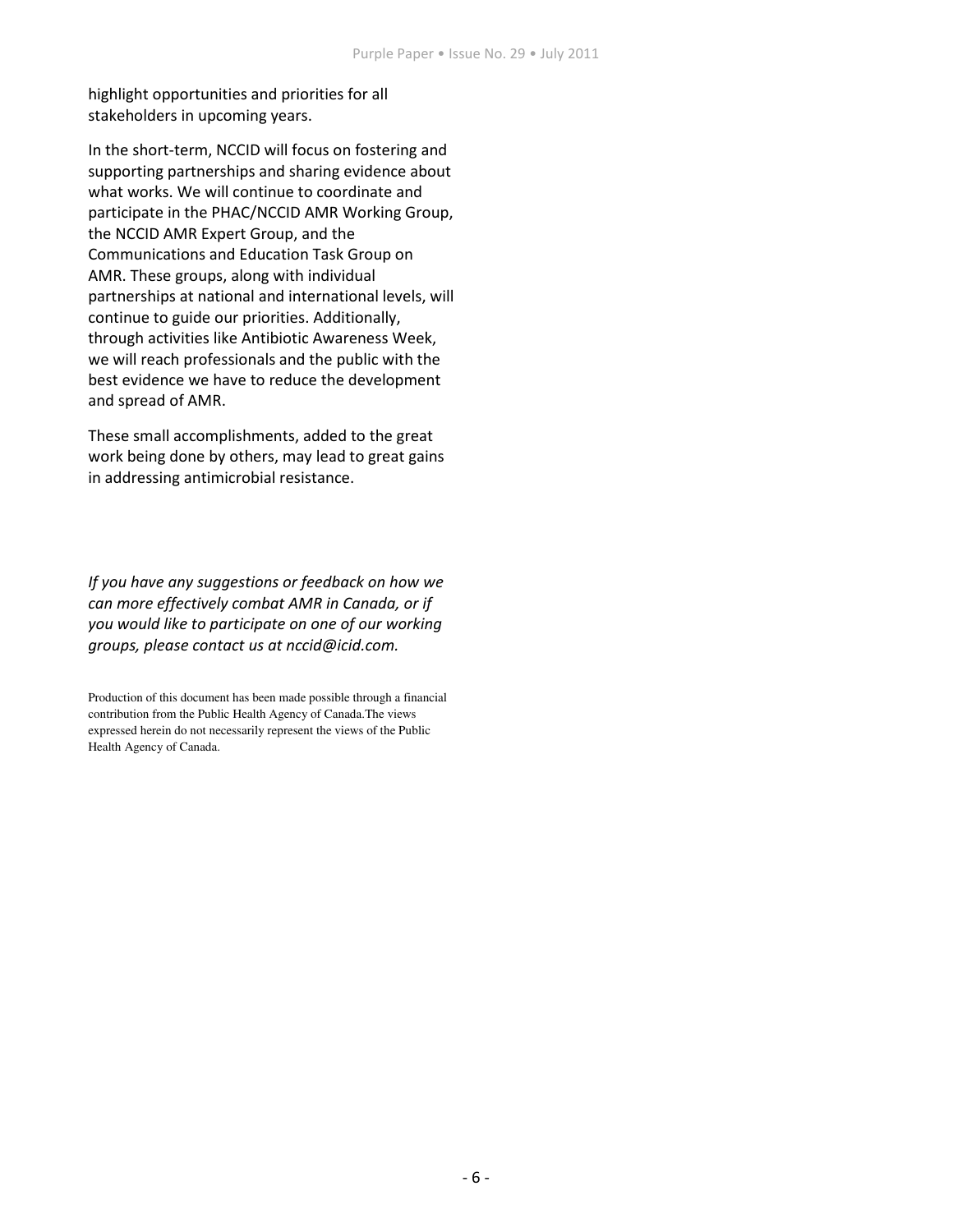highlight opportunities and priorities for all stakeholders in upcoming years.

In the short-term, NCCID will focus on fostering and supporting partnerships and sharing evidence about what works. We will continue to coordinate and participate in the PHAC/NCCID AMR Working Group, the NCCID AMR Expert Group, and the Communications and Education Task Group on AMR. These groups, along with individual partnerships at national and international levels, will continue to guide our priorities. Additionally, through activities like Antibiotic Awareness Week, we will reach professionals and the public with the best evidence we have to reduce the development and spread of AMR.

These small accomplishments, added to the great work being done by others, may lead to great gains in addressing antimicrobial resistance.

*If you have any suggestions or feedback on how we can more effectively combat AMR in Canada, or if you would like to participate on one of our working groups, please contact us at nccid@icid.com.*

Production of this document has been made possible through a financial contribution from the Public Health Agency of Canada.The views expressed herein do not necessarily represent the views of the Public Health Agency of Canada.